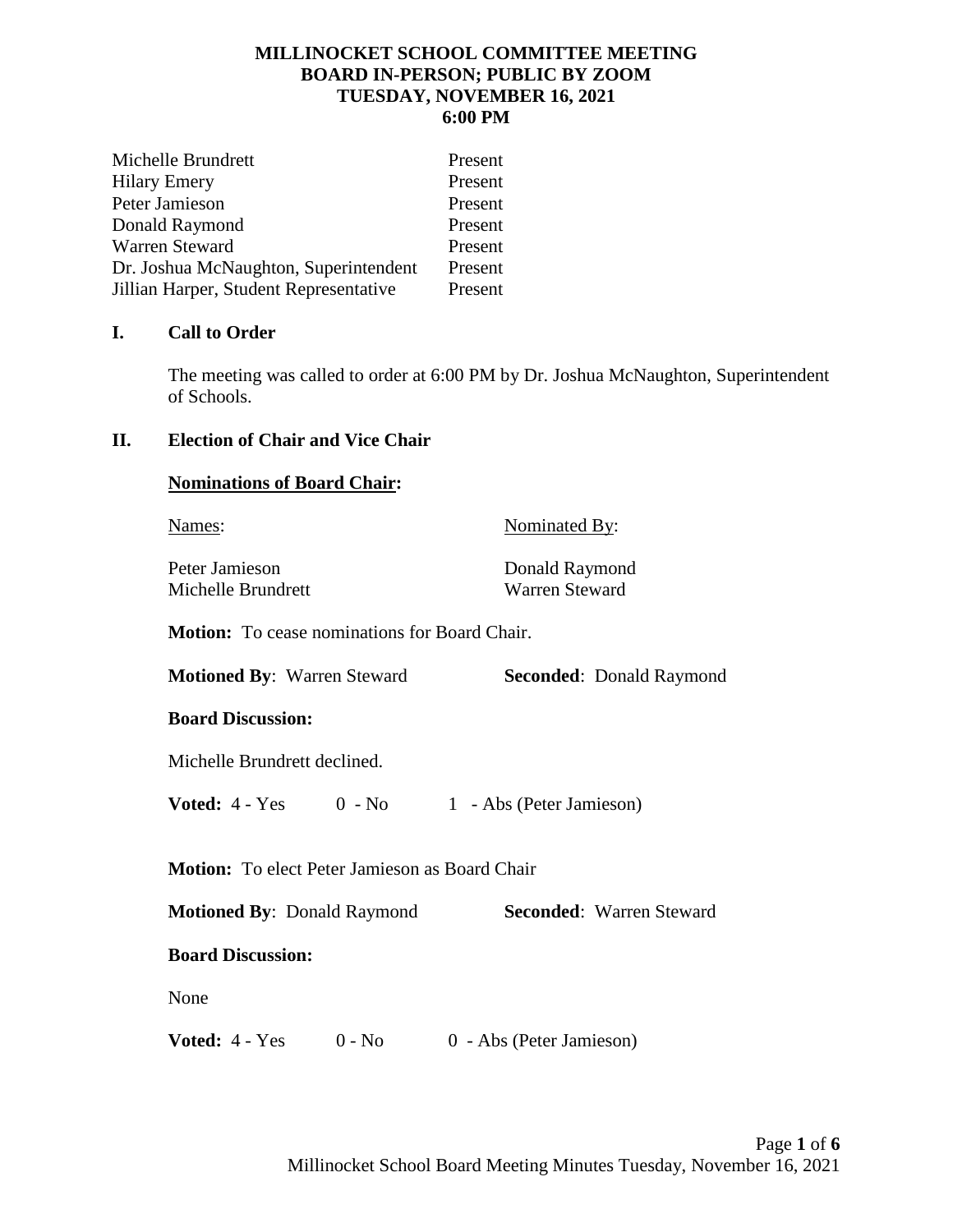# MILLINOCKET SCHOOL COMMITTEE MEETING
## BOARD IN-PERSON; PUBLIC BY ZOOM
## TUESDAY, NOVEMBER 16, 2021
## 6:00 PM

| | |
|---|---|
| Michelle Brundrett | Present |
| Hilary Emery | Present |
| Peter Jamieson | Present |
| Donald Raymond | Present |
| Warren Steward | Present |
| Dr. Joshua McNaughton, Superintendent | Present |
| Jillian Harper, Student Representative | Present |

## I. Call to Order

The meeting was called to order at 6:00 PM by Dr. Joshua McNaughton, Superintendent of Schools.

## II. Election of Chair and Vice Chair

**Nominations of Board Chair:**

| Names: | Nominated By: |
|---|---|
| Peter Jamieson | Donald Raymond |
| Michelle Brundrett | Warren Steward |

**Motion:** To cease nominations for Board Chair.

**Motioned By**: Warren Steward  **Seconded**: Donald Raymond

**Board Discussion:**

Michelle Brundrett declined.

**Voted:** 4 - Yes  0 - No  1 - Abs (Peter Jamieson)

**Motion:** To elect Peter Jamieson as Board Chair

**Motioned By**: Donald Raymond  **Seconded**: Warren Steward

**Board Discussion:**

None

**Voted:** 4 - Yes  0 - No  0 - Abs (Peter Jamieson)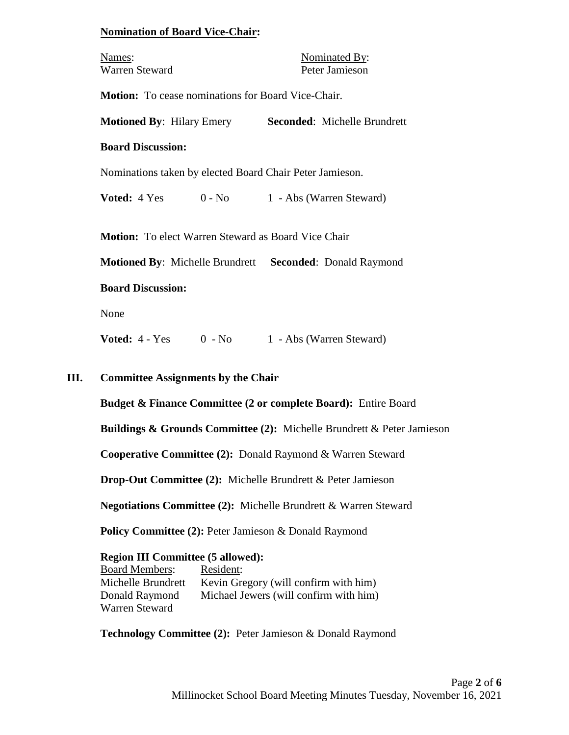**Nomination of Board Vice-Chair:**

| Names: | Nominated By: |
|---|---|
| Warren Steward | Peter Jamieson |

**Motion:** To cease nominations for Board Vice-Chair.

**Motioned By**: Hilary Emery **Seconded**: Michelle Brundrett

**Board Discussion:**

Nominations taken by elected Board Chair Peter Jamieson.

**Voted:** 4 Yes 0 - No 1 - Abs (Warren Steward)

**Motion:** To elect Warren Steward as Board Vice Chair

**Motioned By**: Michelle Brundrett **Seconded**: Donald Raymond

**Board Discussion:**

None

**Voted:** 4 - Yes 0 - No 1 - Abs (Warren Steward)

## III. Committee Assignments by the Chair

**Budget & Finance Committee (2 or complete Board):** Entire Board

**Buildings & Grounds Committee (2):** Michelle Brundrett & Peter Jamieson

**Cooperative Committee (2):** Donald Raymond & Warren Steward

**Drop-Out Committee (2):** Michelle Brundrett & Peter Jamieson

**Negotiations Committee (2):** Michelle Brundrett & Warren Steward

**Policy Committee (2):** Peter Jamieson & Donald Raymond

**Region III Committee (5 allowed):**

| Board Members: | Resident: |
|---|---|
| Michelle Brundrett | Kevin Gregory (will confirm with him) |
| Donald Raymond | Michael Jewers (will confirm with him) |
| Warren Steward | |

**Technology Committee (2):** Peter Jamieson & Donald Raymond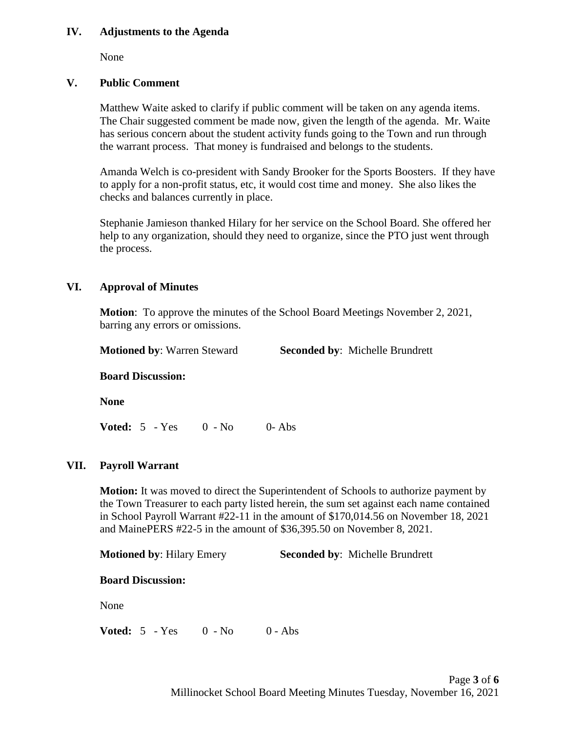## IV. Adjustments to the Agenda

None

## V. Public Comment

Matthew Waite asked to clarify if public comment will be taken on any agenda items. The Chair suggested comment be made now, given the length of the agenda. Mr. Waite has serious concern about the student activity funds going to the Town and run through the warrant process. That money is fundraised and belongs to the students.

Amanda Welch is co-president with Sandy Brooker for the Sports Boosters. If they have to apply for a non-profit status, etc, it would cost time and money. She also likes the checks and balances currently in place.

Stephanie Jamieson thanked Hilary for her service on the School Board. She offered her help to any organization, should they need to organize, since the PTO just went through the process.

## VI. Approval of Minutes

**Motion**: To approve the minutes of the School Board Meetings November 2, 2021, barring any errors or omissions.

**Motioned by**: Warren Steward **Seconded by**: Michelle Brundrett

**Board Discussion:**

**None**

**Voted:** 5 - Yes 0 - No 0- Abs

## VII. Payroll Warrant

**Motion:** It was moved to direct the Superintendent of Schools to authorize payment by the Town Treasurer to each party listed herein, the sum set against each name contained in School Payroll Warrant #22-11 in the amount of $170,014.56 on November 18, 2021 and MainePERS #22-5 in the amount of $36,395.50 on November 8, 2021.

**Motioned by**: Hilary Emery **Seconded by**: Michelle Brundrett

**Board Discussion:**

None

**Voted:** 5 - Yes 0 - No 0 - Abs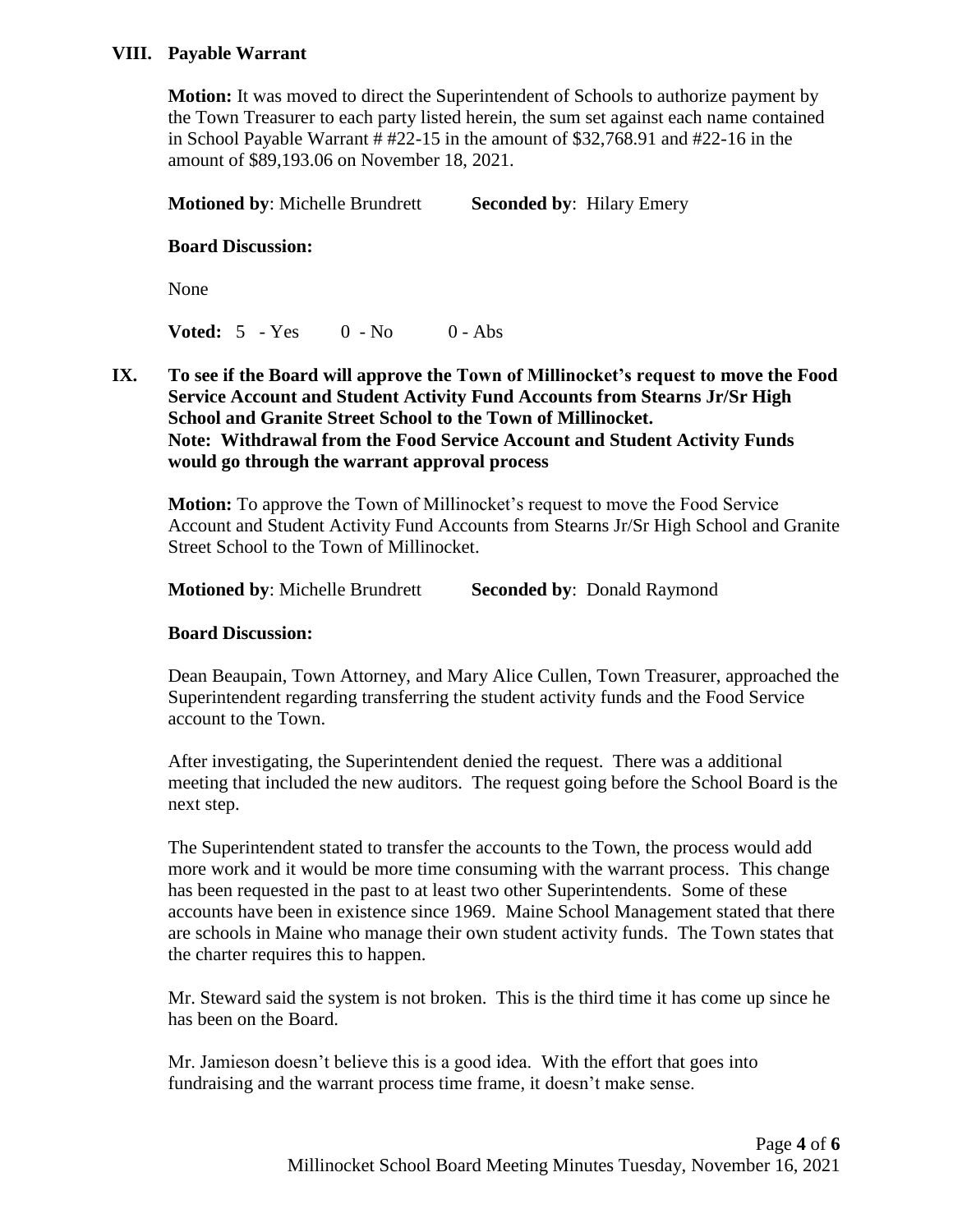## VIII. Payable Warrant

**Motion:** It was moved to direct the Superintendent of Schools to authorize payment by the Town Treasurer to each party listed herein, the sum set against each name contained in School Payable Warrant # #22-15 in the amount of $32,768.91 and #22-16 in the amount of $89,193.06 on November 18, 2021.

**Motioned by**: Michelle Brundrett **Seconded by**: Hilary Emery

**Board Discussion:**

None

**Voted:** 5 - Yes 0 - No 0 - Abs

## IX. To see if the Board will approve the Town of Millinocket's request to move the Food Service Account and Student Activity Fund Accounts from Stearns Jr/Sr High School and Granite Street School to the Town of Millinocket. Note: Withdrawal from the Food Service Account and Student Activity Funds would go through the warrant approval process

**Motion:** To approve the Town of Millinocket's request to move the Food Service Account and Student Activity Fund Accounts from Stearns Jr/Sr High School and Granite Street School to the Town of Millinocket.

**Motioned by**: Michelle Brundrett **Seconded by**: Donald Raymond

**Board Discussion:**

Dean Beaupain, Town Attorney, and Mary Alice Cullen, Town Treasurer, approached the Superintendent regarding transferring the student activity funds and the Food Service account to the Town.

After investigating, the Superintendent denied the request. There was a additional meeting that included the new auditors. The request going before the School Board is the next step.

The Superintendent stated to transfer the accounts to the Town, the process would add more work and it would be more time consuming with the warrant process. This change has been requested in the past to at least two other Superintendents. Some of these accounts have been in existence since 1969. Maine School Management stated that there are schools in Maine who manage their own student activity funds. The Town states that the charter requires this to happen.

Mr. Steward said the system is not broken. This is the third time it has come up since he has been on the Board.

Mr. Jamieson doesn't believe this is a good idea. With the effort that goes into fundraising and the warrant process time frame, it doesn't make sense.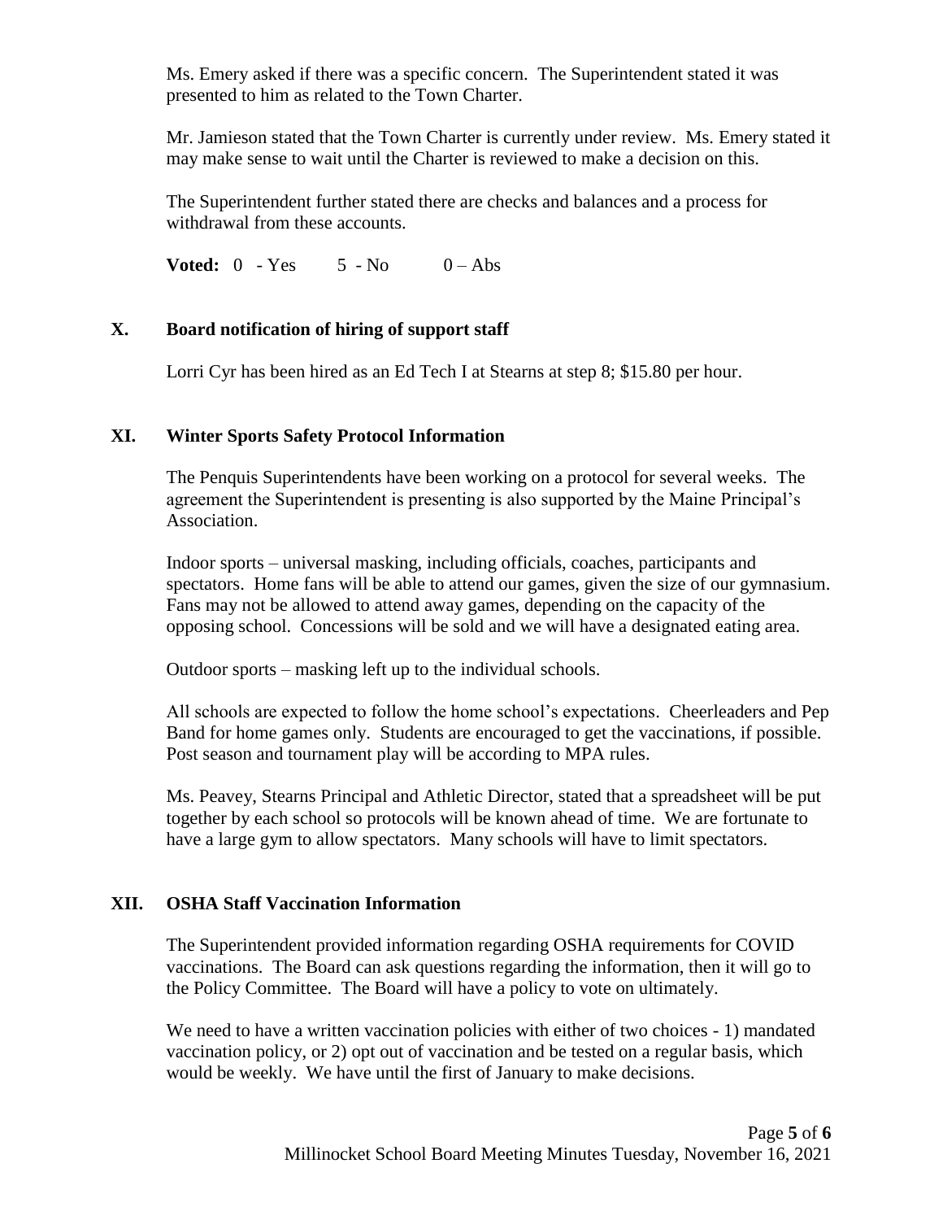Ms. Emery asked if there was a specific concern. The Superintendent stated it was presented to him as related to the Town Charter.

Mr. Jamieson stated that the Town Charter is currently under review. Ms. Emery stated it may make sense to wait until the Charter is reviewed to make a decision on this.

The Superintendent further stated there are checks and balances and a process for withdrawal from these accounts.

**Voted:** 0 - Yes 5 - No 0 – Abs

## X. Board notification of hiring of support staff

Lorri Cyr has been hired as an Ed Tech I at Stearns at step 8; $15.80 per hour.

## XI. Winter Sports Safety Protocol Information

The Penquis Superintendents have been working on a protocol for several weeks. The agreement the Superintendent is presenting is also supported by the Maine Principal's Association.

Indoor sports – universal masking, including officials, coaches, participants and spectators. Home fans will be able to attend our games, given the size of our gymnasium. Fans may not be allowed to attend away games, depending on the capacity of the opposing school. Concessions will be sold and we will have a designated eating area.

Outdoor sports – masking left up to the individual schools.

All schools are expected to follow the home school's expectations. Cheerleaders and Pep Band for home games only. Students are encouraged to get the vaccinations, if possible. Post season and tournament play will be according to MPA rules.

Ms. Peavey, Stearns Principal and Athletic Director, stated that a spreadsheet will be put together by each school so protocols will be known ahead of time. We are fortunate to have a large gym to allow spectators. Many schools will have to limit spectators.

## XII. OSHA Staff Vaccination Information

The Superintendent provided information regarding OSHA requirements for COVID vaccinations. The Board can ask questions regarding the information, then it will go to the Policy Committee. The Board will have a policy to vote on ultimately.

We need to have a written vaccination policies with either of two choices - 1) mandated vaccination policy, or 2) opt out of vaccination and be tested on a regular basis, which would be weekly. We have until the first of January to make decisions.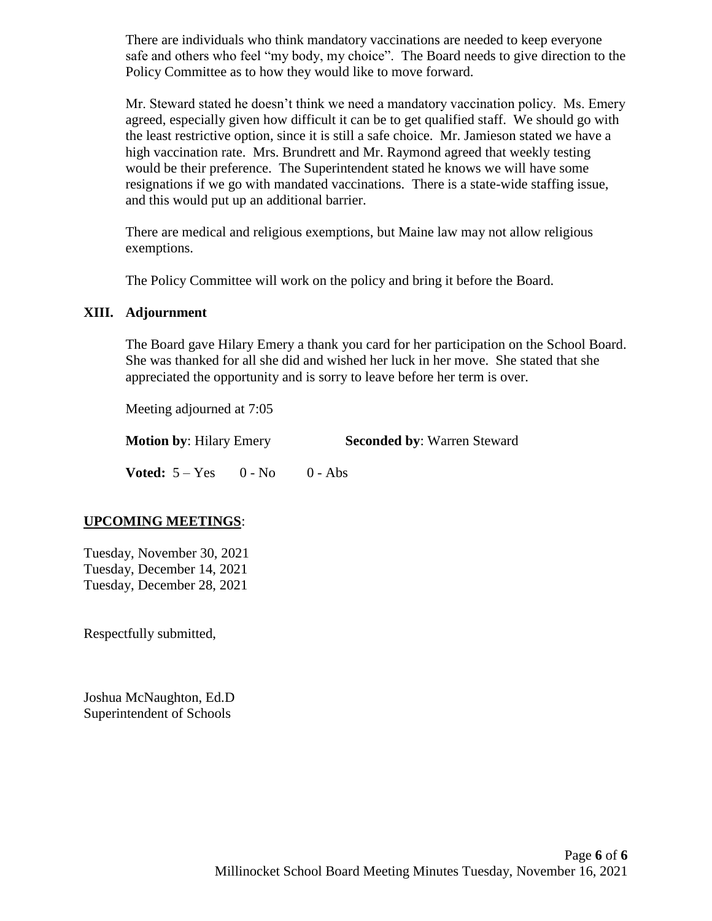There are individuals who think mandatory vaccinations are needed to keep everyone safe and others who feel "my body, my choice". The Board needs to give direction to the Policy Committee as to how they would like to move forward.

Mr. Steward stated he doesn't think we need a mandatory vaccination policy. Ms. Emery agreed, especially given how difficult it can be to get qualified staff. We should go with the least restrictive option, since it is still a safe choice. Mr. Jamieson stated we have a high vaccination rate. Mrs. Brundrett and Mr. Raymond agreed that weekly testing would be their preference. The Superintendent stated he knows we will have some resignations if we go with mandated vaccinations. There is a state-wide staffing issue, and this would put up an additional barrier.

There are medical and religious exemptions, but Maine law may not allow religious exemptions.

The Policy Committee will work on the policy and bring it before the Board.

## XIII. Adjournment

The Board gave Hilary Emery a thank you card for her participation on the School Board. She was thanked for all she did and wished her luck in her move. She stated that she appreciated the opportunity and is sorry to leave before her term is over.

Meeting adjourned at 7:05

**Motion by**: Hilary Emery    **Seconded by**: Warren Steward

**Voted:** 5 – Yes    0 - No    0 - Abs

## UPCOMING MEETINGS:

Tuesday, November 30, 2021
Tuesday, December 14, 2021
Tuesday, December 28, 2021

Respectfully submitted,

Joshua McNaughton, Ed.D
Superintendent of Schools